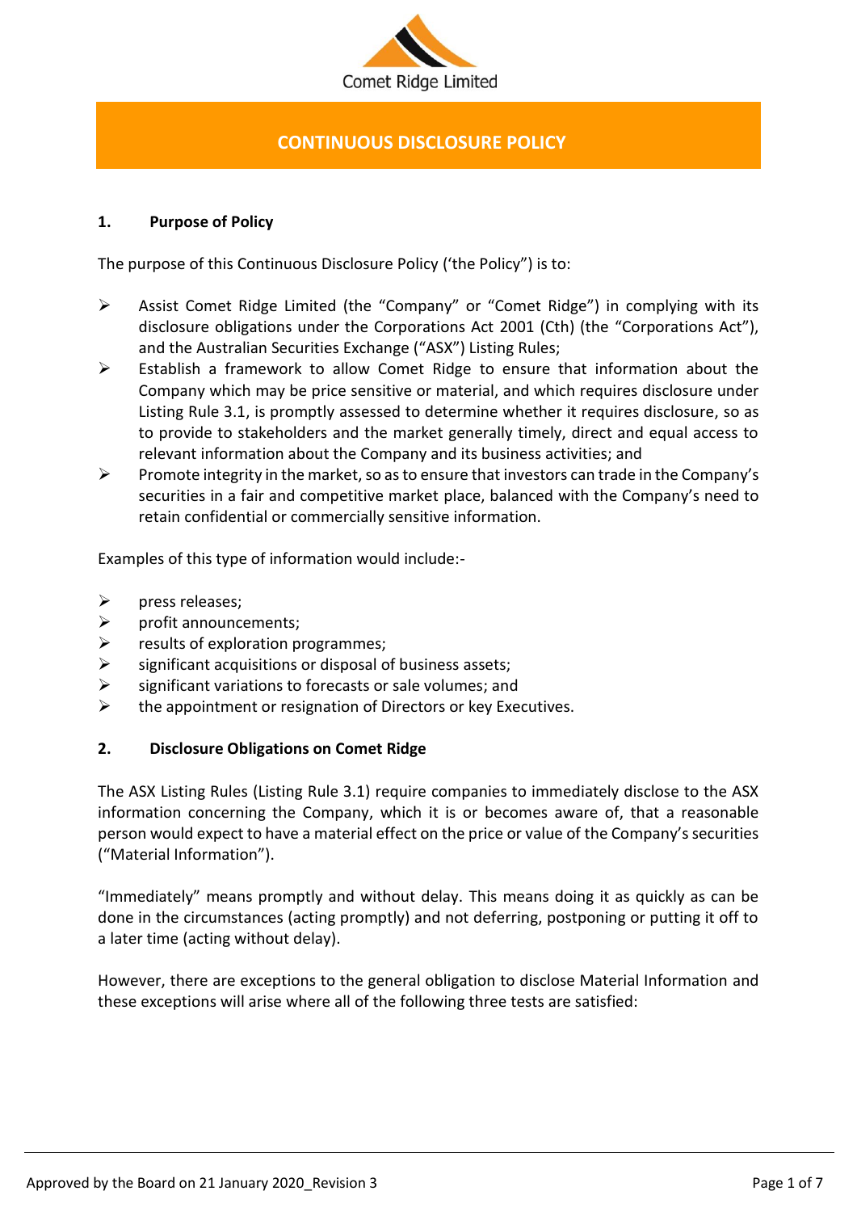Comet Ridge Limited

# CONTINUOUS DISCLOSURE POLICY

## 1. Purpose of Policy

The purpose of this Continuous Disclosure Policy ('the Policy") is to:

- Assist Comet Ridge Limited (the "Company" or "Comet Ridge") in complying with its disclosure obligations under the Corporations Act 2001 (Cth) (the "Corporations Act"), and the Australian Securities Exchange ("ASX") Listing Rules;
- Establish a framework to allow Comet Ridge to ensure that information about the Company which may be price sensitive or material, and which requires disclosure under Listing Rule 3.1, is promptly assessed to determine whether it requires disclosure, so as to provide to stakeholders and the market generally timely, direct and equal access to relevant information about the Company and its business activities; and
- Promote integrity in the market, so as to ensure that investors can trade in the Company's securities in a fair and competitive market place, balanced with the Company's need to retain confidential or commercially sensitive information.

Examples of this type of information would include:-

- press releases;
- profit announcements;
- results of exploration programmes;
- significant acquisitions or disposal of business assets;
- significant variations to forecasts or sale volumes; and
- the appointment or resignation of Directors or key Executives.

## 2. Disclosure Obligations on Comet Ridge

The ASX Listing Rules (Listing Rule 3.1) require companies to immediately disclose to the ASX information concerning the Company, which it is or becomes aware of, that a reasonable person would expect to have a material effect on the price or value of the Company's securities ("Material Information").

"Immediately" means promptly and without delay. This means doing it as quickly as can be done in the circumstances (acting promptly) and not deferring, postponing or putting it off to a later time (acting without delay).

However, there are exceptions to the general obligation to disclose Material Information and these exceptions will arise where all of the following three tests are satisfied: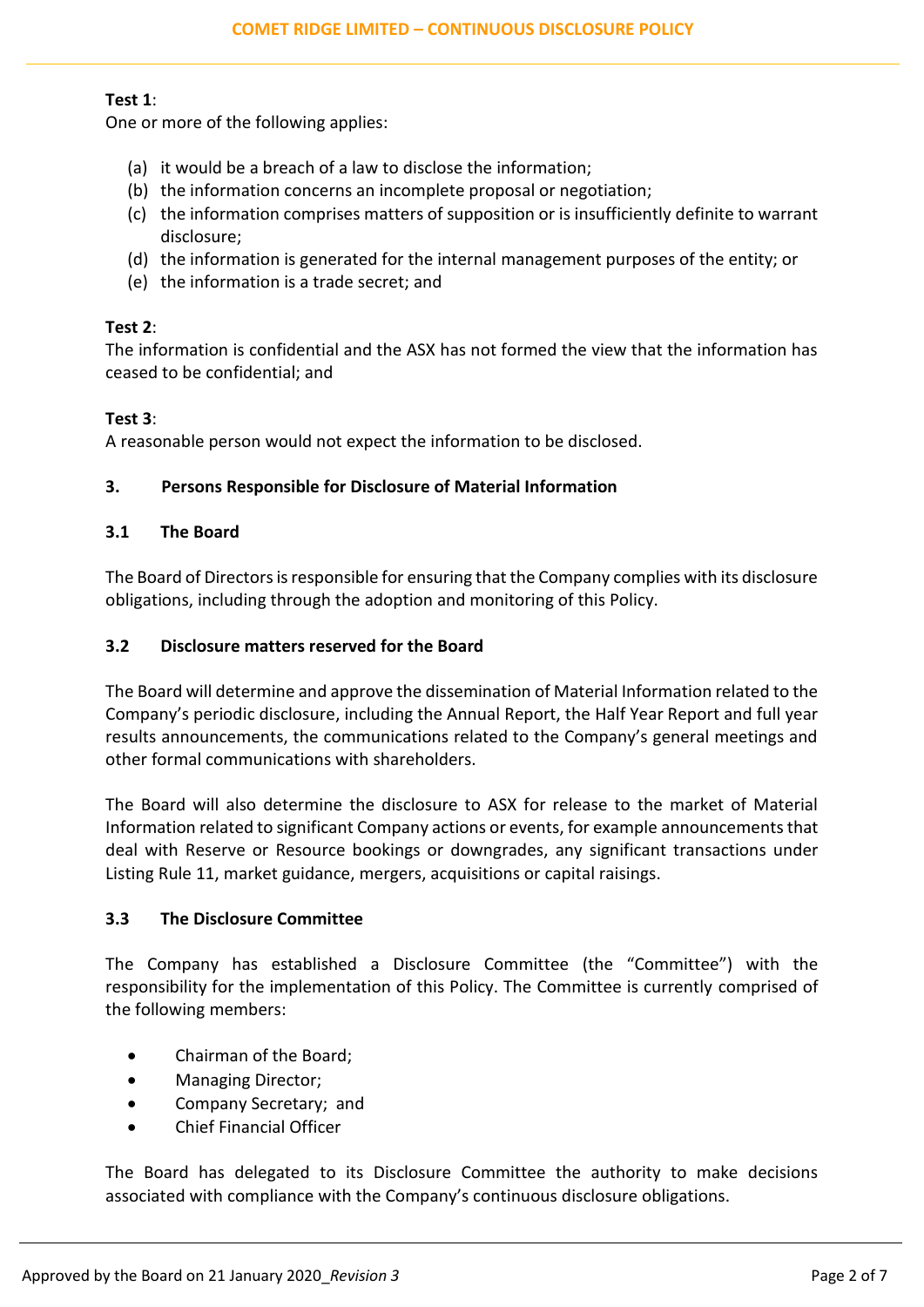**Test 1**:
One or more of the following applies:

(a) it would be a breach of a law to disclose the information;
(b) the information concerns an incomplete proposal or negotiation;
(c) the information comprises matters of supposition or is insufficiently definite to warrant disclosure;
(d) the information is generated for the internal management purposes of the entity; or
(e) the information is a trade secret; and

**Test 2**:
The information is confidential and the ASX has not formed the view that the information has ceased to be confidential; and

**Test 3**:
A reasonable person would not expect the information to be disclosed.

## 3. Persons Responsible for Disclosure of Material Information

### 3.1 The Board

The Board of Directors is responsible for ensuring that the Company complies with its disclosure obligations, including through the adoption and monitoring of this Policy.

### 3.2 Disclosure matters reserved for the Board

The Board will determine and approve the dissemination of Material Information related to the Company's periodic disclosure, including the Annual Report, the Half Year Report and full year results announcements, the communications related to the Company's general meetings and other formal communications with shareholders.

The Board will also determine the disclosure to ASX for release to the market of Material Information related to significant Company actions or events, for example announcements that deal with Reserve or Resource bookings or downgrades, any significant transactions under Listing Rule 11, market guidance, mergers, acquisitions or capital raisings.

### 3.3 The Disclosure Committee

The Company has established a Disclosure Committee (the "Committee") with the responsibility for the implementation of this Policy. The Committee is currently comprised of the following members:

- Chairman of the Board;
- Managing Director;
- Company Secretary; and
- Chief Financial Officer

The Board has delegated to its Disclosure Committee the authority to make decisions associated with compliance with the Company's continuous disclosure obligations.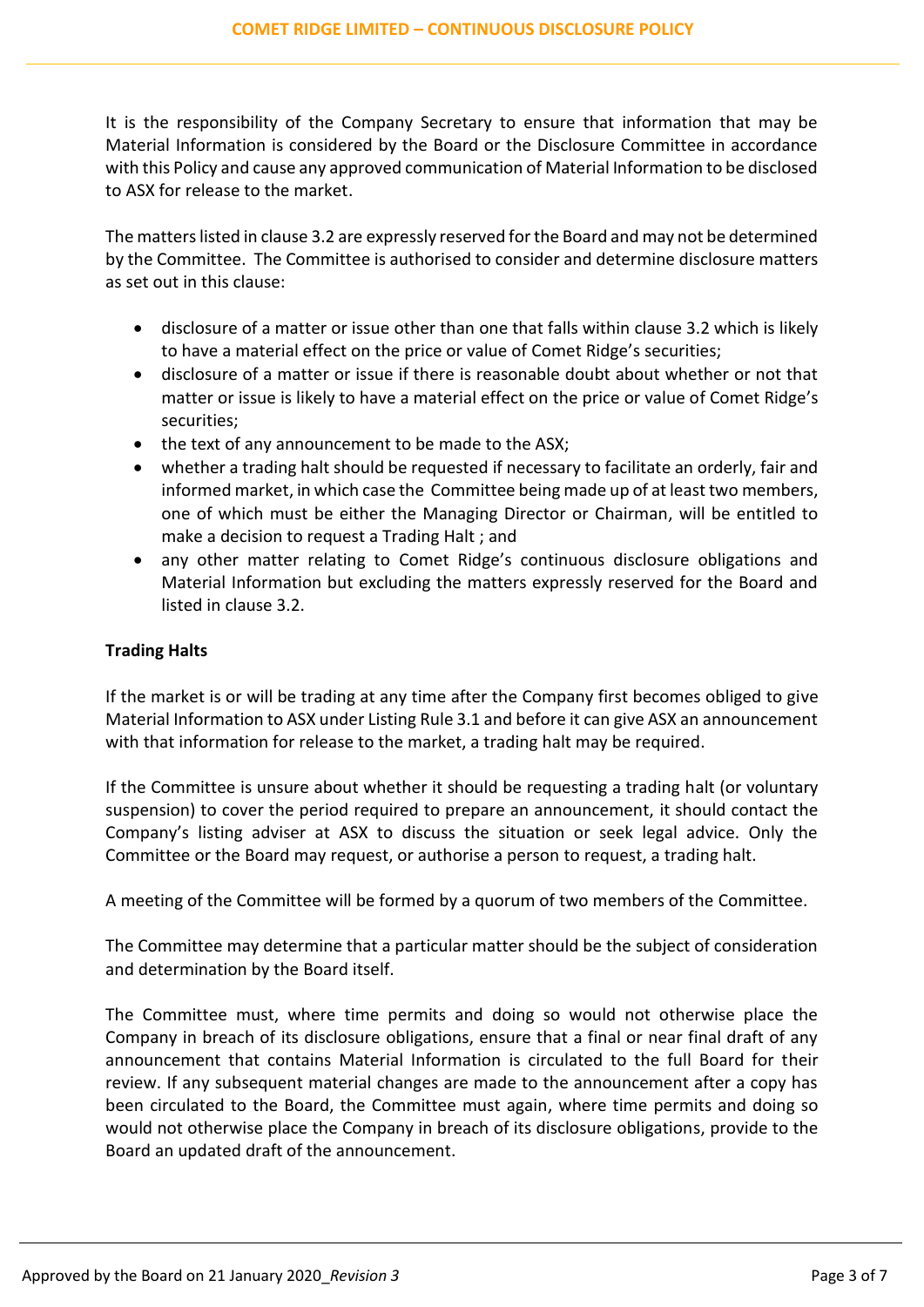It is the responsibility of the Company Secretary to ensure that information that may be Material Information is considered by the Board or the Disclosure Committee in accordance with this Policy and cause any approved communication of Material Information to be disclosed to ASX for release to the market.

The matters listed in clause 3.2 are expressly reserved for the Board and may not be determined by the Committee. The Committee is authorised to consider and determine disclosure matters as set out in this clause:

- disclosure of a matter or issue other than one that falls within clause 3.2 which is likely to have a material effect on the price or value of Comet Ridge's securities;
- disclosure of a matter or issue if there is reasonable doubt about whether or not that matter or issue is likely to have a material effect on the price or value of Comet Ridge's securities;
- the text of any announcement to be made to the ASX;
- whether a trading halt should be requested if necessary to facilitate an orderly, fair and informed market, in which case the Committee being made up of at least two members, one of which must be either the Managing Director or Chairman, will be entitled to make a decision to request a Trading Halt ; and
- any other matter relating to Comet Ridge's continuous disclosure obligations and Material Information but excluding the matters expressly reserved for the Board and listed in clause 3.2.

**Trading Halts**

If the market is or will be trading at any time after the Company first becomes obliged to give Material Information to ASX under Listing Rule 3.1 and before it can give ASX an announcement with that information for release to the market, a trading halt may be required.

If the Committee is unsure about whether it should be requesting a trading halt (or voluntary suspension) to cover the period required to prepare an announcement, it should contact the Company's listing adviser at ASX to discuss the situation or seek legal advice. Only the Committee or the Board may request, or authorise a person to request, a trading halt.

A meeting of the Committee will be formed by a quorum of two members of the Committee.

The Committee may determine that a particular matter should be the subject of consideration and determination by the Board itself.

The Committee must, where time permits and doing so would not otherwise place the Company in breach of its disclosure obligations, ensure that a final or near final draft of any announcement that contains Material Information is circulated to the full Board for their review. If any subsequent material changes are made to the announcement after a copy has been circulated to the Board, the Committee must again, where time permits and doing so would not otherwise place the Company in breach of its disclosure obligations, provide to the Board an updated draft of the announcement.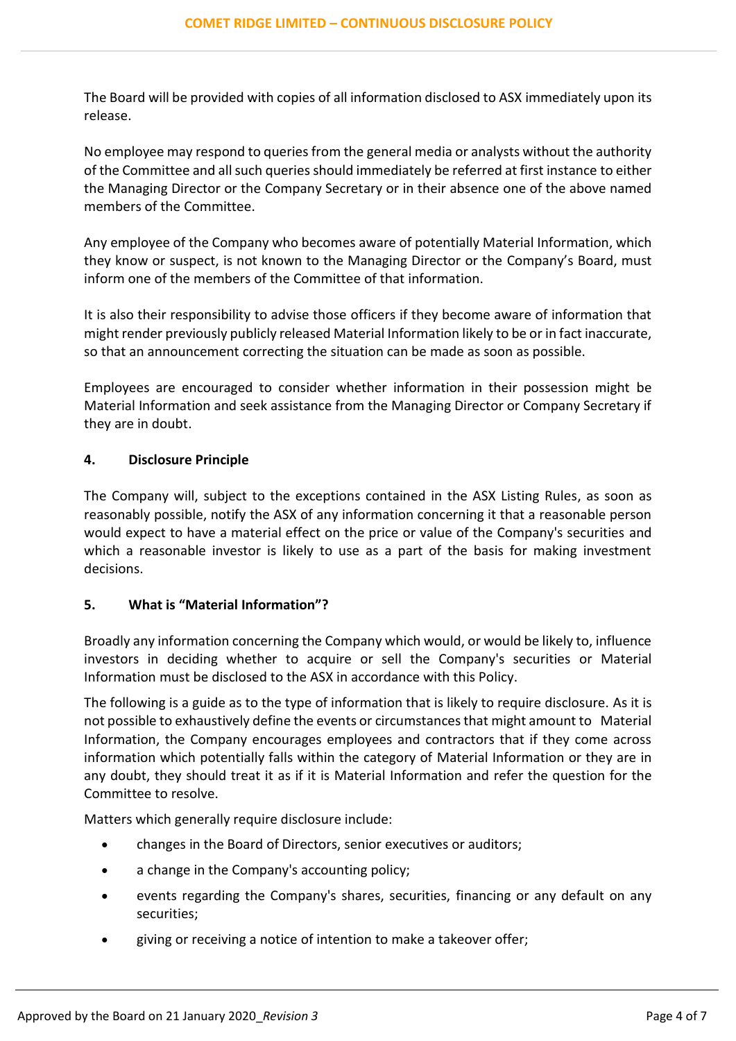The Board will be provided with copies of all information disclosed to ASX immediately upon its release.

No employee may respond to queries from the general media or analysts without the authority of the Committee and all such queries should immediately be referred at first instance to either the Managing Director or the Company Secretary or in their absence one of the above named members of the Committee.

Any employee of the Company who becomes aware of potentially Material Information, which they know or suspect, is not known to the Managing Director or the Company's Board, must inform one of the members of the Committee of that information.

It is also their responsibility to advise those officers if they become aware of information that might render previously publicly released Material Information likely to be or in fact inaccurate, so that an announcement correcting the situation can be made as soon as possible.

Employees are encouraged to consider whether information in their possession might be Material Information and seek assistance from the Managing Director or Company Secretary if they are in doubt.

## 4. Disclosure Principle

The Company will, subject to the exceptions contained in the ASX Listing Rules, as soon as reasonably possible, notify the ASX of any information concerning it that a reasonable person would expect to have a material effect on the price or value of the Company's securities and which a reasonable investor is likely to use as a part of the basis for making investment decisions.

## 5. What is "Material Information"?

Broadly any information concerning the Company which would, or would be likely to, influence investors in deciding whether to acquire or sell the Company's securities or Material Information must be disclosed to the ASX in accordance with this Policy.

The following is a guide as to the type of information that is likely to require disclosure. As it is not possible to exhaustively define the events or circumstances that might amount to Material Information, the Company encourages employees and contractors that if they come across information which potentially falls within the category of Material Information or they are in any doubt, they should treat it as if it is Material Information and refer the question for the Committee to resolve.

Matters which generally require disclosure include:

- changes in the Board of Directors, senior executives or auditors;
- a change in the Company's accounting policy;
- events regarding the Company's shares, securities, financing or any default on any securities;
- giving or receiving a notice of intention to make a takeover offer;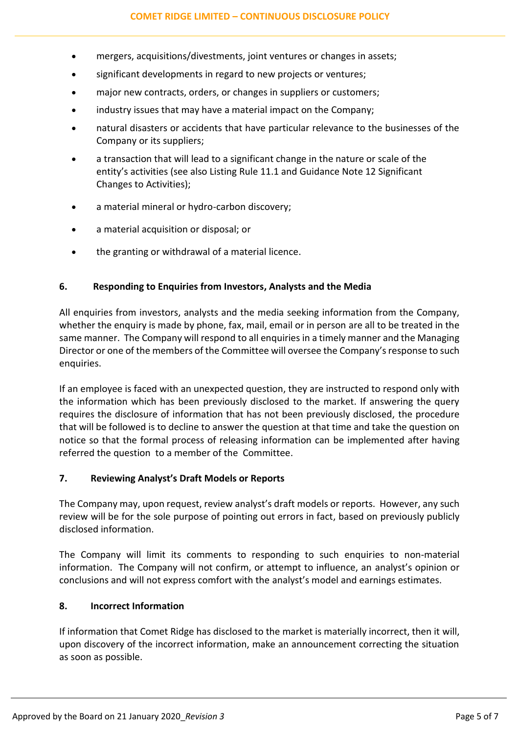- mergers, acquisitions/divestments, joint ventures or changes in assets;
- significant developments in regard to new projects or ventures;
- major new contracts, orders, or changes in suppliers or customers;
- industry issues that may have a material impact on the Company;
- natural disasters or accidents that have particular relevance to the businesses of the Company or its suppliers;
- a transaction that will lead to a significant change in the nature or scale of the entity's activities (see also Listing Rule 11.1 and Guidance Note 12 Significant Changes to Activities);
- a material mineral or hydro-carbon discovery;
- a material acquisition or disposal; or
- the granting or withdrawal of a material licence.

## 6. Responding to Enquiries from Investors, Analysts and the Media

All enquiries from investors, analysts and the media seeking information from the Company, whether the enquiry is made by phone, fax, mail, email or in person are all to be treated in the same manner. The Company will respond to all enquiries in a timely manner and the Managing Director or one of the members of the Committee will oversee the Company's response to such enquiries.

If an employee is faced with an unexpected question, they are instructed to respond only with the information which has been previously disclosed to the market. If answering the query requires the disclosure of information that has not been previously disclosed, the procedure that will be followed is to decline to answer the question at that time and take the question on notice so that the formal process of releasing information can be implemented after having referred the question to a member of the Committee.

## 7. Reviewing Analyst's Draft Models or Reports

The Company may, upon request, review analyst's draft models or reports. However, any such review will be for the sole purpose of pointing out errors in fact, based on previously publicly disclosed information.

The Company will limit its comments to responding to such enquiries to non-material information. The Company will not confirm, or attempt to influence, an analyst's opinion or conclusions and will not express comfort with the analyst's model and earnings estimates.

## 8. Incorrect Information

If information that Comet Ridge has disclosed to the market is materially incorrect, then it will, upon discovery of the incorrect information, make an announcement correcting the situation as soon as possible.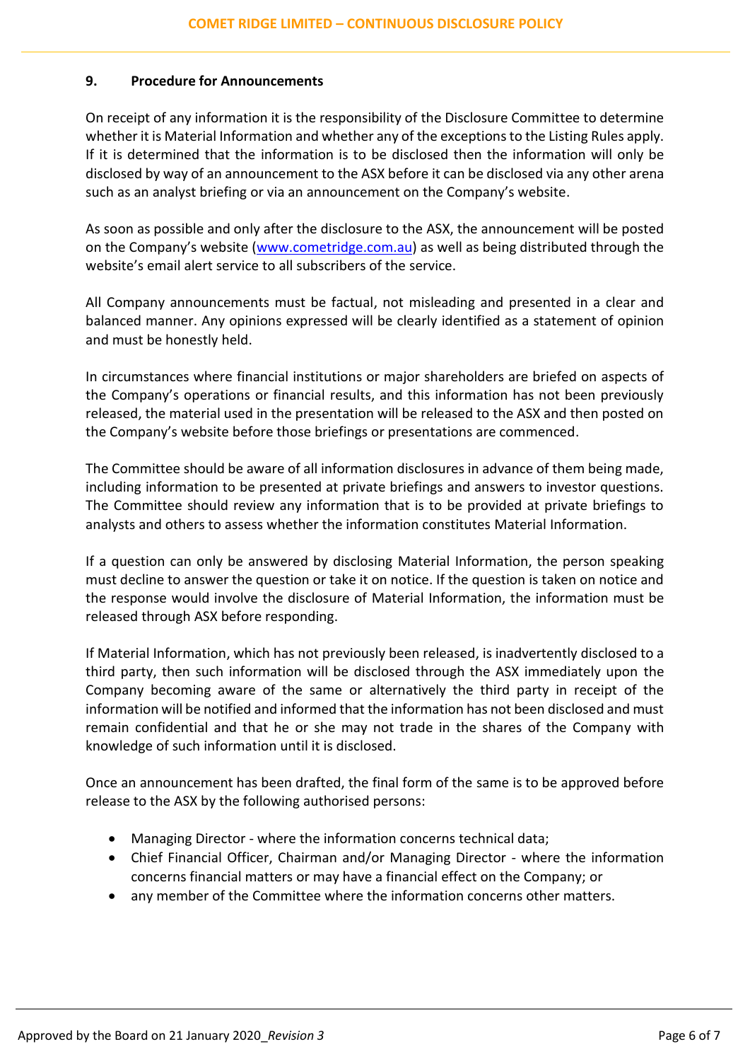## 9. Procedure for Announcements

On receipt of any information it is the responsibility of the Disclosure Committee to determine whether it is Material Information and whether any of the exceptions to the Listing Rules apply. If it is determined that the information is to be disclosed then the information will only be disclosed by way of an announcement to the ASX before it can be disclosed via any other arena such as an analyst briefing or via an announcement on the Company's website.

As soon as possible and only after the disclosure to the ASX, the announcement will be posted on the Company's website (www.cometridge.com.au) as well as being distributed through the website's email alert service to all subscribers of the service.

All Company announcements must be factual, not misleading and presented in a clear and balanced manner. Any opinions expressed will be clearly identified as a statement of opinion and must be honestly held.

In circumstances where financial institutions or major shareholders are briefed on aspects of the Company's operations or financial results, and this information has not been previously released, the material used in the presentation will be released to the ASX and then posted on the Company's website before those briefings or presentations are commenced.

The Committee should be aware of all information disclosures in advance of them being made, including information to be presented at private briefings and answers to investor questions. The Committee should review any information that is to be provided at private briefings to analysts and others to assess whether the information constitutes Material Information.

If a question can only be answered by disclosing Material Information, the person speaking must decline to answer the question or take it on notice. If the question is taken on notice and the response would involve the disclosure of Material Information, the information must be released through ASX before responding.

If Material Information, which has not previously been released, is inadvertently disclosed to a third party, then such information will be disclosed through the ASX immediately upon the Company becoming aware of the same or alternatively the third party in receipt of the information will be notified and informed that the information has not been disclosed and must remain confidential and that he or she may not trade in the shares of the Company with knowledge of such information until it is disclosed.

Once an announcement has been drafted, the final form of the same is to be approved before release to the ASX by the following authorised persons:

- Managing Director - where the information concerns technical data;
- Chief Financial Officer, Chairman and/or Managing Director - where the information concerns financial matters or may have a financial effect on the Company; or
- any member of the Committee where the information concerns other matters.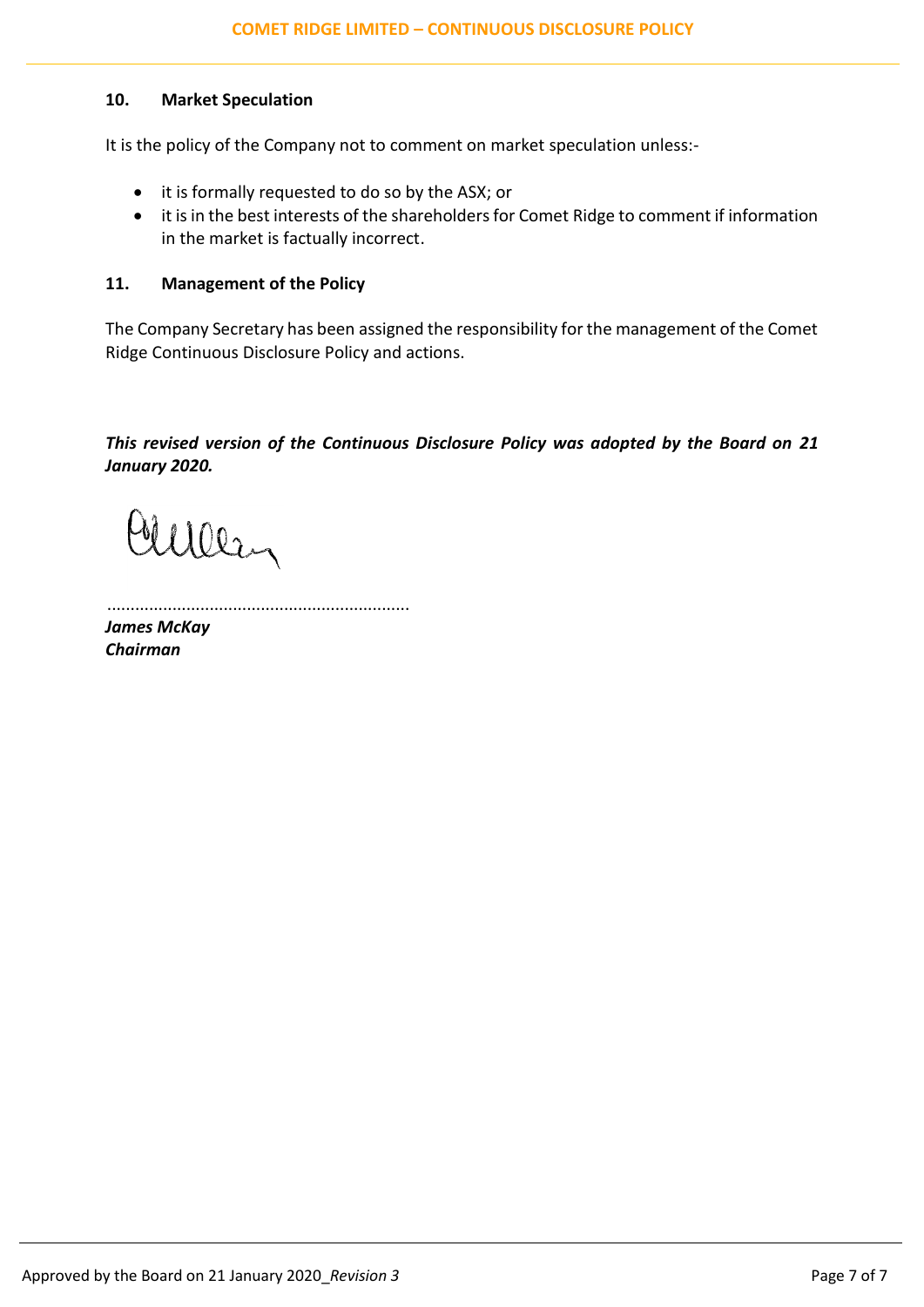## 10. Market Speculation

It is the policy of the Company not to comment on market speculation unless:-

- it is formally requested to do so by the ASX; or
- it is in the best interests of the shareholders for Comet Ridge to comment if information in the market is factually incorrect.

## 11. Management of the Policy

The Company Secretary has been assigned the responsibility for the management of the Comet Ridge Continuous Disclosure Policy and actions.

***This revised version of the Continuous Disclosure Policy was adopted by the Board on 21 January 2020.***

................................................................

***James McKay***
***Chairman***